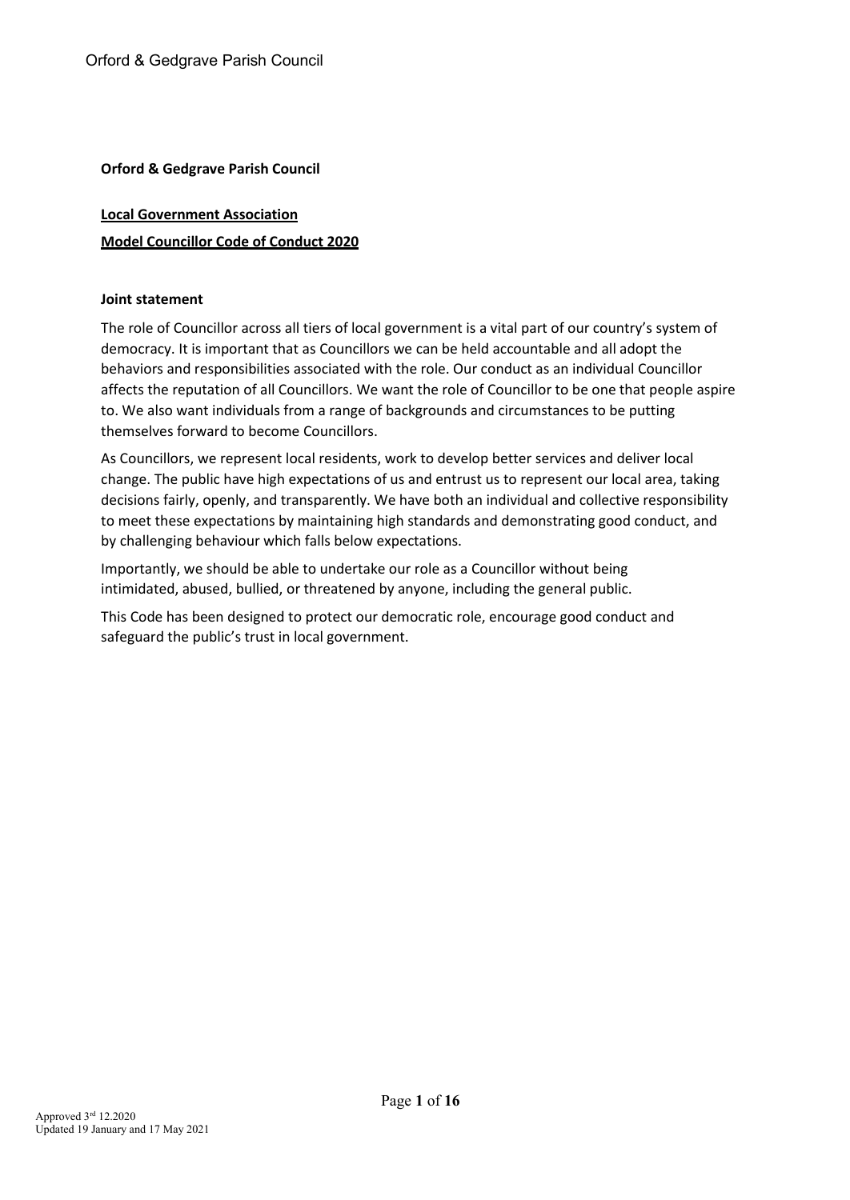**Orford & Gedgrave Parish Council**

**Local Government Association**

**Model Councillor Code of Conduct 2020**

**Joint statement**

The role of Councillor across all tiers of local government is a vital part of our country's system of democracy. It is important that as Councillors we can be held accountable and all adopt the behaviors and responsibilities associated with the role. Our conduct as an individual Councillor affects the reputation of all Councillors. We want the role of Councillor to be one that people aspire to. We also want individuals from a range of backgrounds and circumstances to be putting themselves forward to become Councillors.

As Councillors, we represent local residents, work to develop better services and deliver local change. The public have high expectations of us and entrust us to represent our local area, taking decisions fairly, openly, and transparently. We have both an individual and collective responsibility to meet these expectations by maintaining high standards and demonstrating good conduct, and by challenging behaviour which falls below expectations.

Importantly, we should be able to undertake our role as a Councillor without being intimidated, abused, bullied, or threatened by anyone, including the general public.

This Code has been designed to protect our democratic role, encourage good conduct and safeguard the public's trust in local government.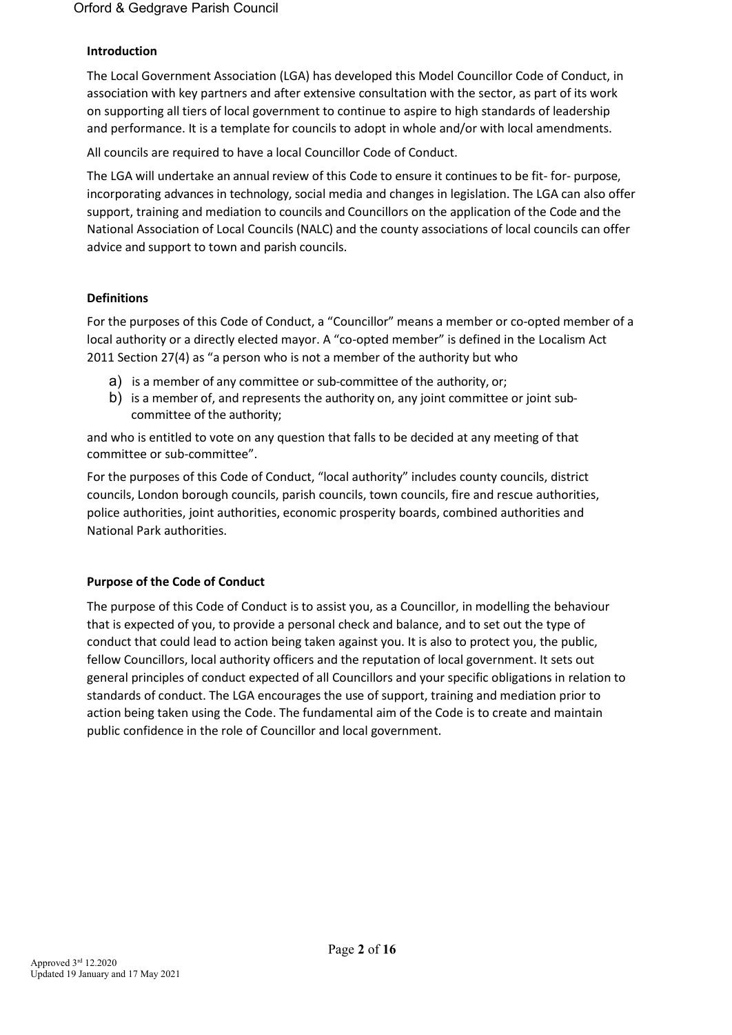## Introduction

The Local Government Association (LGA) has developed this Model Councillor Code of Conduct, in association with key partners and after extensive consultation with the sector, as part of its work on supporting all tiers of local government to continue to aspire to high standards of leadership and performance. It is a template for councils to adopt in whole and/or with local amendments.

All councils are required to have a local Councillor Code of Conduct.

The LGA will undertake an annual review of this Code to ensure it continues to be fit- for- purpose, incorporating advances in technology, social media and changes in legislation. The LGA can also offer support, training and mediation to councils and Councillors on the application of the Code and the National Association of Local Councils (NALC) and the county associations of local councils can offer advice and support to town and parish councils.

## Definitions

For the purposes of this Code of Conduct, a "Councillor" means a member or co-opted member of a local authority or a directly elected mayor. A "co-opted member" is defined in the Localism Act 2011 Section 27(4) as "a person who is not a member of the authority but who

a) is a member of any committee or sub-committee of the authority, or;
b) is a member of, and represents the authority on, any joint committee or joint sub-committee of the authority;

and who is entitled to vote on any question that falls to be decided at any meeting of that committee or sub-committee".

For the purposes of this Code of Conduct, "local authority" includes county councils, district councils, London borough councils, parish councils, town councils, fire and rescue authorities, police authorities, joint authorities, economic prosperity boards, combined authorities and National Park authorities.

## Purpose of the Code of Conduct

The purpose of this Code of Conduct is to assist you, as a Councillor, in modelling the behaviour that is expected of you, to provide a personal check and balance, and to set out the type of conduct that could lead to action being taken against you. It is also to protect you, the public, fellow Councillors, local authority officers and the reputation of local government. It sets out general principles of conduct expected of all Councillors and your specific obligations in relation to standards of conduct. The LGA encourages the use of support, training and mediation prior to action being taken using the Code. The fundamental aim of the Code is to create and maintain public confidence in the role of Councillor and local government.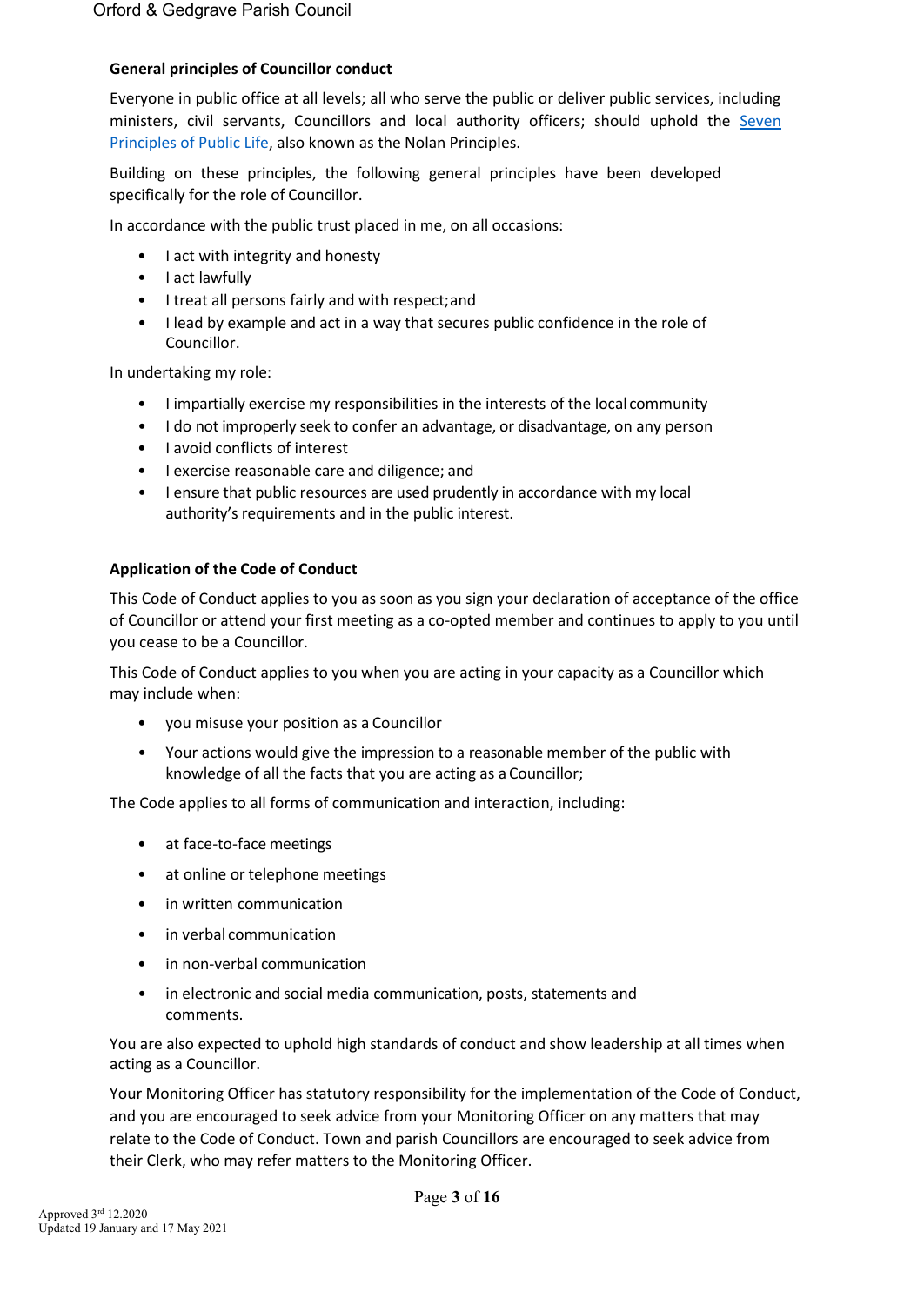**General principles of Councillor conduct**

Everyone in public office at all levels; all who serve the public or deliver public services, including ministers, civil servants, Councillors and local authority officers; should uphold the [Seven Principles of Public Life](), also known as the Nolan Principles.

Building on these principles, the following general principles have been developed specifically for the role of Councillor.

In accordance with the public trust placed in me, on all occasions:

- I act with integrity and honesty
- I act lawfully
- I treat all persons fairly and with respect; and
- I lead by example and act in a way that secures public confidence in the role of Councillor.

In undertaking my role:

- I impartially exercise my responsibilities in the interests of the local community
- I do not improperly seek to confer an advantage, or disadvantage, on any person
- I avoid conflicts of interest
- I exercise reasonable care and diligence; and
- I ensure that public resources are used prudently in accordance with my local authority's requirements and in the public interest.

**Application of the Code of Conduct**

This Code of Conduct applies to you as soon as you sign your declaration of acceptance of the office of Councillor or attend your first meeting as a co-opted member and continues to apply to you until you cease to be a Councillor.

This Code of Conduct applies to you when you are acting in your capacity as a Councillor which may include when:

- you misuse your position as a Councillor
- Your actions would give the impression to a reasonable member of the public with knowledge of all the facts that you are acting as a Councillor;

The Code applies to all forms of communication and interaction, including:

- at face-to-face meetings
- at online or telephone meetings
- in written communication
- in verbal communication
- in non-verbal communication
- in electronic and social media communication, posts, statements and comments.

You are also expected to uphold high standards of conduct and show leadership at all times when acting as a Councillor.

Your Monitoring Officer has statutory responsibility for the implementation of the Code of Conduct, and you are encouraged to seek advice from your Monitoring Officer on any matters that may relate to the Code of Conduct. Town and parish Councillors are encouraged to seek advice from their Clerk, who may refer matters to the Monitoring Officer.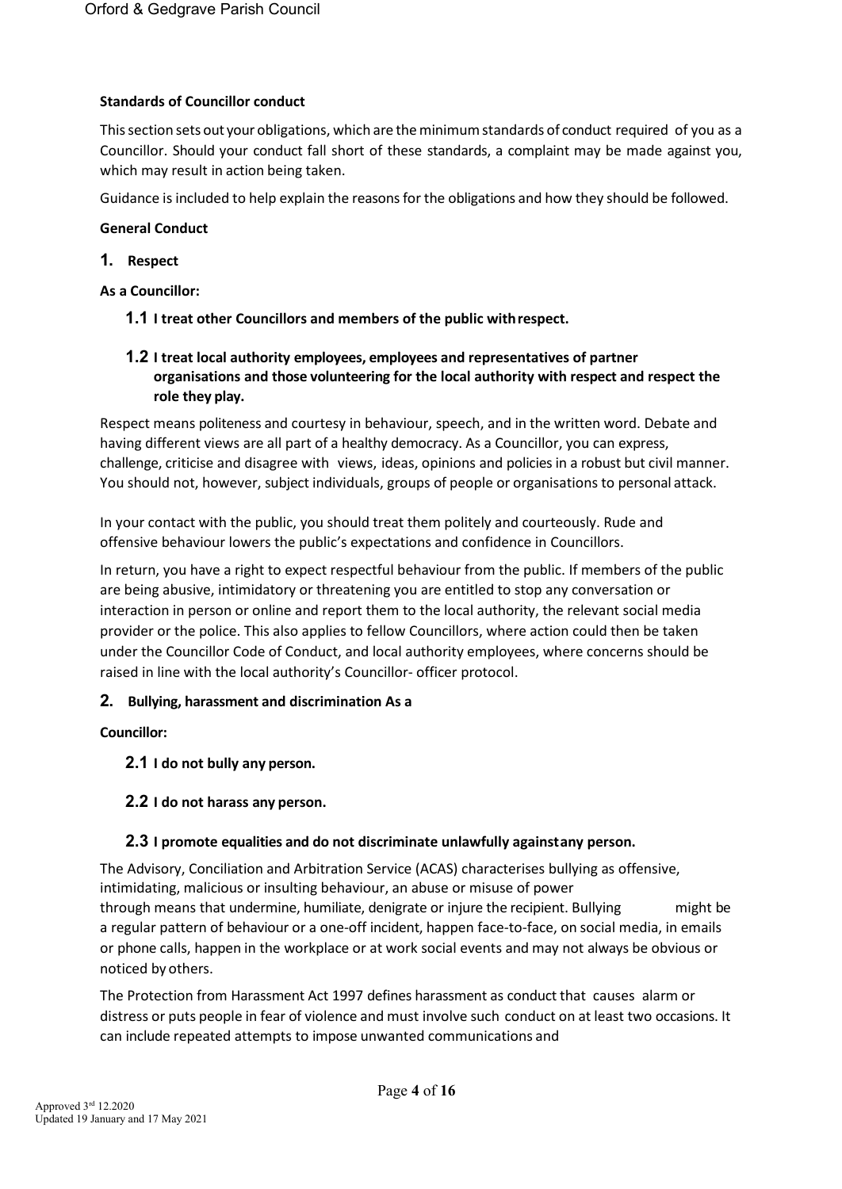**Standards of Councillor conduct**

This section sets out your obligations, which are the minimum standards of conduct required of you as a Councillor. Should your conduct fall short of these standards, a complaint may be made against you, which may result in action being taken.

Guidance is included to help explain the reasons for the obligations and how they should be followed.

**General Conduct**

**1. Respect**

**As a Councillor:**

**1.1 I treat other Councillors and members of the public with respect.**

**1.2 I treat local authority employees, employees and representatives of partner organisations and those volunteering for the local authority with respect and respect the role they play.**

Respect means politeness and courtesy in behaviour, speech, and in the written word. Debate and having different views are all part of a healthy democracy. As a Councillor, you can express, challenge, criticise and disagree with views, ideas, opinions and policies in a robust but civil manner. You should not, however, subject individuals, groups of people or organisations to personal attack.

In your contact with the public, you should treat them politely and courteously. Rude and offensive behaviour lowers the public's expectations and confidence in Councillors.

In return, you have a right to expect respectful behaviour from the public. If members of the public are being abusive, intimidatory or threatening you are entitled to stop any conversation or interaction in person or online and report them to the local authority, the relevant social media provider or the police. This also applies to fellow Councillors, where action could then be taken under the Councillor Code of Conduct, and local authority employees, where concerns should be raised in line with the local authority's Councillor- officer protocol.

**2. Bullying, harassment and discrimination**

**As a Councillor:**

**2.1 I do not bully any person.**

**2.2 I do not harass any person.**

**2.3 I promote equalities and do not discriminate unlawfully against any person.**

The Advisory, Conciliation and Arbitration Service (ACAS) characterises bullying as offensive, intimidating, malicious or insulting behaviour, an abuse or misuse of power through means that undermine, humiliate, denigrate or injure the recipient. Bullying might be a regular pattern of behaviour or a one-off incident, happen face-to-face, on social media, in emails or phone calls, happen in the workplace or at work social events and may not always be obvious or noticed by others.

The Protection from Harassment Act 1997 defines harassment as conduct that causes alarm or distress or puts people in fear of violence and must involve such conduct on at least two occasions. It can include repeated attempts to impose unwanted communications and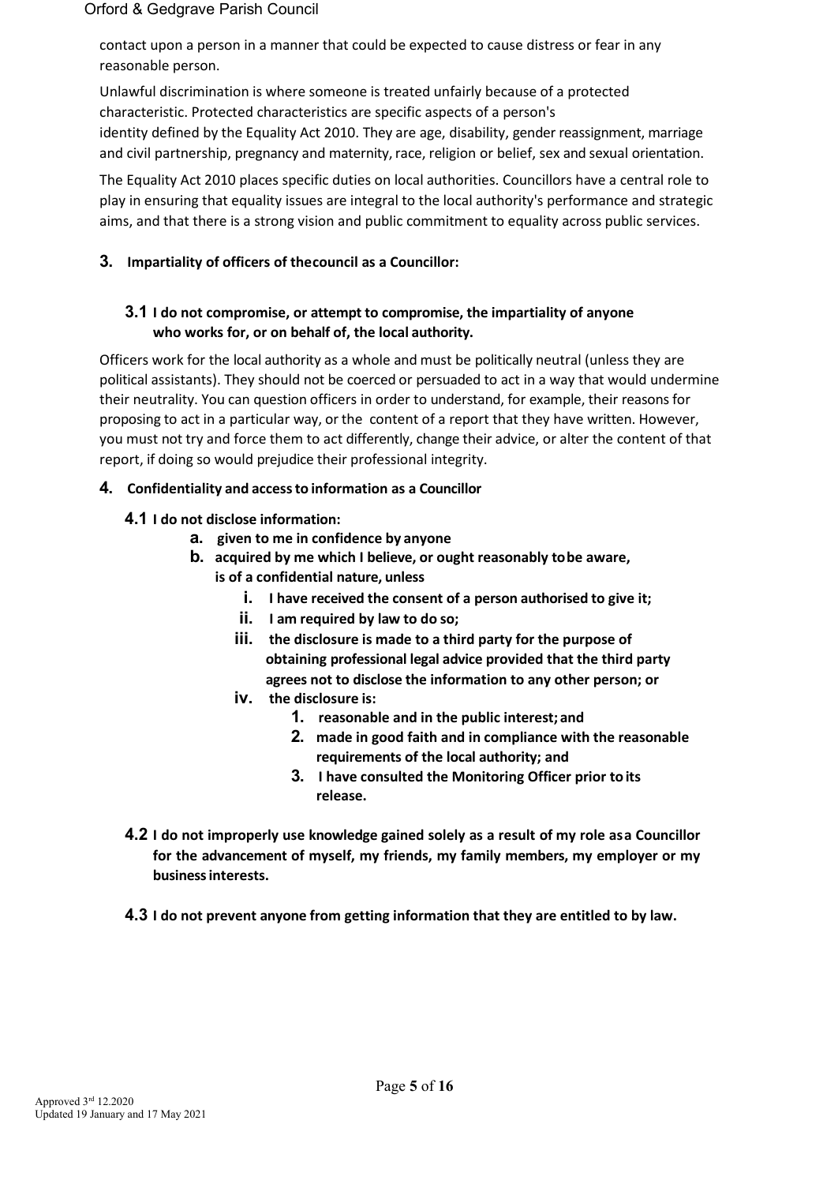contact upon a person in a manner that could be expected to cause distress or fear in any reasonable person.

Unlawful discrimination is where someone is treated unfairly because of a protected characteristic. Protected characteristics are specific aspects of a person's identity defined by the Equality Act 2010. They are age, disability, gender reassignment, marriage and civil partnership, pregnancy and maternity, race, religion or belief, sex and sexual orientation.

The Equality Act 2010 places specific duties on local authorities. Councillors have a central role to play in ensuring that equality issues are integral to the local authority's performance and strategic aims, and that there is a strong vision and public commitment to equality across public services.

## 3. Impartiality of officers of the council as a Councillor:

### 3.1 I do not compromise, or attempt to compromise, the impartiality of anyone who works for, or on behalf of, the local authority.

Officers work for the local authority as a whole and must be politically neutral (unless they are political assistants). They should not be coerced or persuaded to act in a way that would undermine their neutrality. You can question officers in order to understand, for example, their reasons for proposing to act in a particular way, or the content of a report that they have written. However, you must not try and force them to act differently, change their advice, or alter the content of that report, if doing so would prejudice their professional integrity.

## 4. Confidentiality and access to information as a Councillor

### 4.1 I do not disclose information:

- **a. given to me in confidence by anyone**
- **b. acquired by me which I believe, or ought reasonably to be aware, is of a confidential nature, unless**
  - **i. I have received the consent of a person authorised to give it;**
  - **ii. I am required by law to do so;**
  - **iii. the disclosure is made to a third party for the purpose of obtaining professional legal advice provided that the third party agrees not to disclose the information to any other person; or**
  - **iv. the disclosure is:**
    1. **reasonable and in the public interest; and**
    2. **made in good faith and in compliance with the reasonable requirements of the local authority; and**
    3. **I have consulted the Monitoring Officer prior to its release.**

### 4.2 I do not improperly use knowledge gained solely as a result of my role as a Councillor for the advancement of myself, my friends, my family members, my employer or my business interests.

### 4.3 I do not prevent anyone from getting information that they are entitled to by law.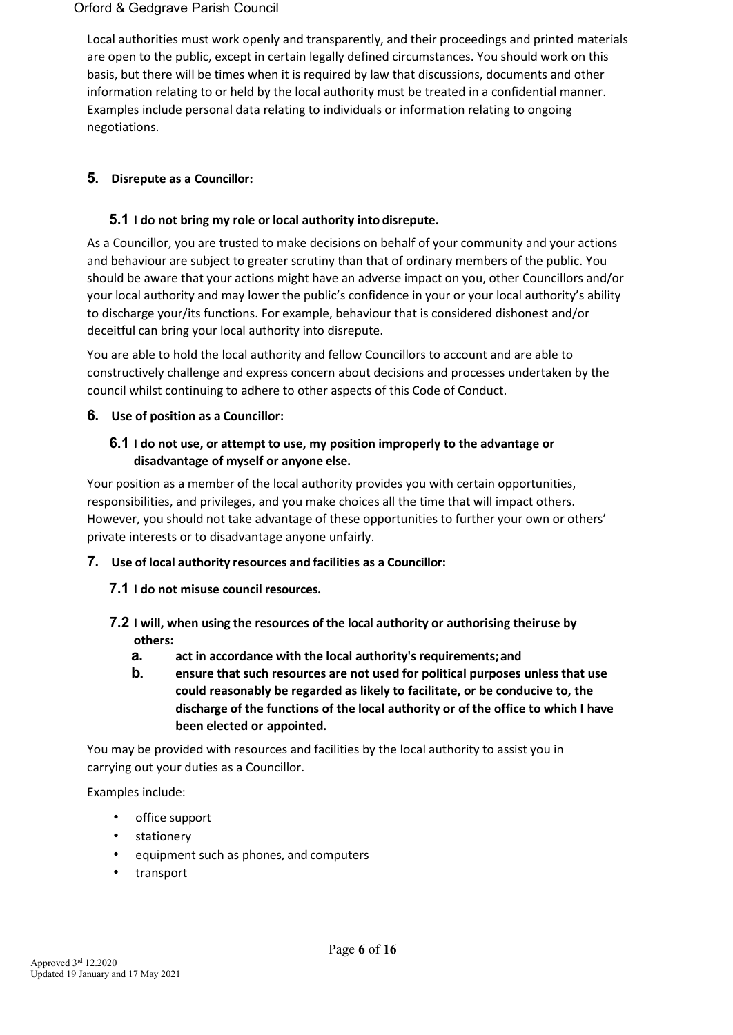Local authorities must work openly and transparently, and their proceedings and printed materials are open to the public, except in certain legally defined circumstances. You should work on this basis, but there will be times when it is required by law that discussions, documents and other information relating to or held by the local authority must be treated in a confidential manner. Examples include personal data relating to individuals or information relating to ongoing negotiations.

## 5. Disrepute as a Councillor:

### 5.1 I do not bring my role or local authority into disrepute.

As a Councillor, you are trusted to make decisions on behalf of your community and your actions and behaviour are subject to greater scrutiny than that of ordinary members of the public. You should be aware that your actions might have an adverse impact on you, other Councillors and/or your local authority and may lower the public's confidence in your or your local authority's ability to discharge your/its functions. For example, behaviour that is considered dishonest and/or deceitful can bring your local authority into disrepute.

You are able to hold the local authority and fellow Councillors to account and are able to constructively challenge and express concern about decisions and processes undertaken by the council whilst continuing to adhere to other aspects of this Code of Conduct.

## 6. Use of position as a Councillor:

### 6.1 I do not use, or attempt to use, my position improperly to the advantage or disadvantage of myself or anyone else.

Your position as a member of the local authority provides you with certain opportunities, responsibilities, and privileges, and you make choices all the time that will impact others. However, you should not take advantage of these opportunities to further your own or others' private interests or to disadvantage anyone unfairly.

## 7. Use of local authority resources and facilities as a Councillor:

### 7.1 I do not misuse council resources.

### 7.2 I will, when using the resources of the local authority or authorising their use by others:

**a. act in accordance with the local authority's requirements; and**

**b. ensure that such resources are not used for political purposes unless that use could reasonably be regarded as likely to facilitate, or be conducive to, the discharge of the functions of the local authority or of the office to which I have been elected or appointed.**

You may be provided with resources and facilities by the local authority to assist you in carrying out your duties as a Councillor.

Examples include:

- office support
- stationery
- equipment such as phones, and computers
- transport

Approved 3rd 12.2020
Updated 19 January and 17 May 2021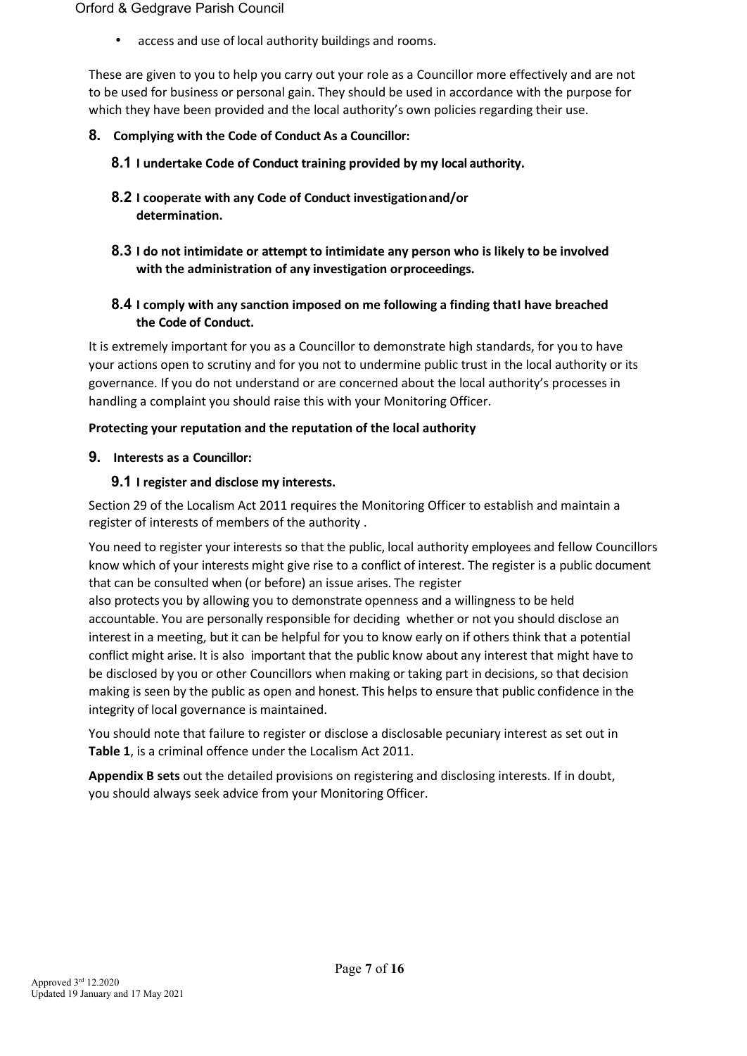- access and use of local authority buildings and rooms.

These are given to you to help you carry out your role as a Councillor more effectively and are not to be used for business or personal gain. They should be used in accordance with the purpose for which they have been provided and the local authority's own policies regarding their use.

## 8. Complying with the Code of Conduct As a Councillor:

### 8.1 I undertake Code of Conduct training provided by my local authority.

### 8.2 I cooperate with any Code of Conduct investigation and/or determination.

### 8.3 I do not intimidate or attempt to intimidate any person who is likely to be involved with the administration of any investigation or proceedings.

### 8.4 I comply with any sanction imposed on me following a finding that I have breached the Code of Conduct.

It is extremely important for you as a Councillor to demonstrate high standards, for you to have your actions open to scrutiny and for you not to undermine public trust in the local authority or its governance. If you do not understand or are concerned about the local authority's processes in handling a complaint you should raise this with your Monitoring Officer.

**Protecting your reputation and the reputation of the local authority**

## 9. Interests as a Councillor:

### 9.1 I register and disclose my interests.

Section 29 of the Localism Act 2011 requires the Monitoring Officer to establish and maintain a register of interests of members of the authority .

You need to register your interests so that the public, local authority employees and fellow Councillors know which of your interests might give rise to a conflict of interest. The register is a public document that can be consulted when (or before) an issue arises. The register also protects you by allowing you to demonstrate openness and a willingness to be held accountable. You are personally responsible for deciding whether or not you should disclose an interest in a meeting, but it can be helpful for you to know early on if others think that a potential conflict might arise. It is also important that the public know about any interest that might have to be disclosed by you or other Councillors when making or taking part in decisions, so that decision making is seen by the public as open and honest. This helps to ensure that public confidence in the integrity of local governance is maintained.

You should note that failure to register or disclose a disclosable pecuniary interest as set out in **Table 1**, is a criminal offence under the Localism Act 2011.

**Appendix B sets** out the detailed provisions on registering and disclosing interests. If in doubt, you should always seek advice from your Monitoring Officer.

Approved 3rd 12.2020
Updated 19 January and 17 May 2021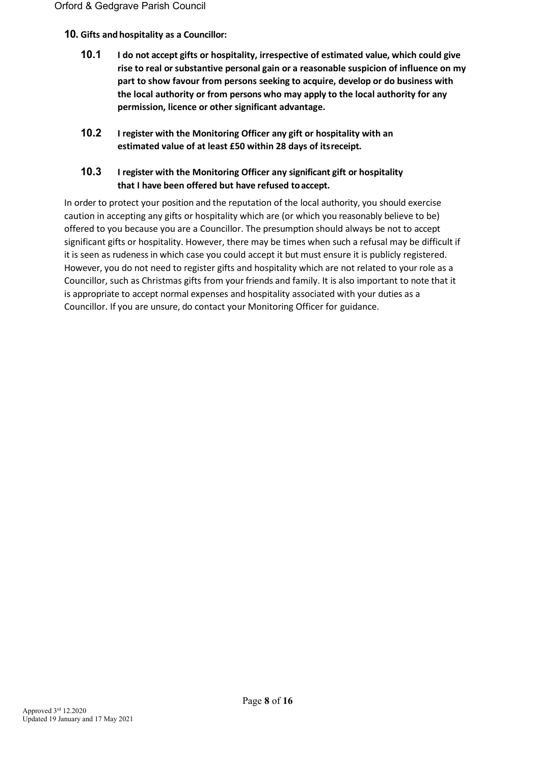## 10. Gifts and hospitality as a Councillor:

**10.1** **I do not accept gifts or hospitality, irrespective of estimated value, which could give rise to real or substantive personal gain or a reasonable suspicion of influence on my part to show favour from persons seeking to acquire, develop or do business with the local authority or from persons who may apply to the local authority for any permission, licence or other significant advantage.**

**10.2** **I register with the Monitoring Officer any gift or hospitality with an estimated value of at least £50 within 28 days of its receipt.**

**10.3** **I register with the Monitoring Officer any significant gift or hospitality that I have been offered but have refused to accept.**

In order to protect your position and the reputation of the local authority, you should exercise caution in accepting any gifts or hospitality which are (or which you reasonably believe to be) offered to you because you are a Councillor. The presumption should always be not to accept significant gifts or hospitality. However, there may be times when such a refusal may be difficult if it is seen as rudeness in which case you could accept it but must ensure it is publicly registered. However, you do not need to register gifts and hospitality which are not related to your role as a Councillor, such as Christmas gifts from your friends and family. It is also important to note that it is appropriate to accept normal expenses and hospitality associated with your duties as a Councillor. If you are unsure, do contact your Monitoring Officer for guidance.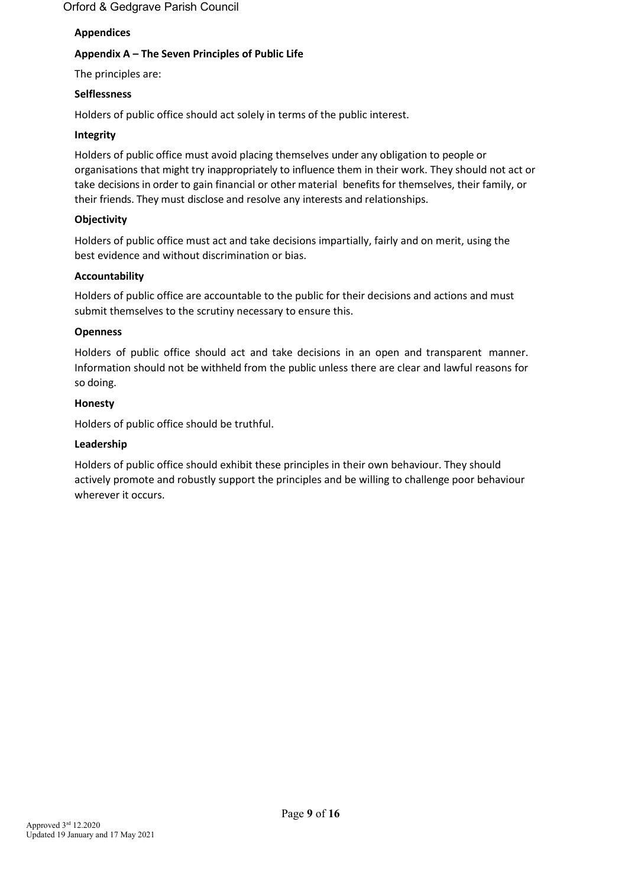## Appendices

### Appendix A – The Seven Principles of Public Life

The principles are:

**Selflessness**

Holders of public office should act solely in terms of the public interest.

**Integrity**

Holders of public office must avoid placing themselves under any obligation to people or organisations that might try inappropriately to influence them in their work. They should not act or take decisions in order to gain financial or other material benefits for themselves, their family, or their friends. They must disclose and resolve any interests and relationships.

**Objectivity**

Holders of public office must act and take decisions impartially, fairly and on merit, using the best evidence and without discrimination or bias.

**Accountability**

Holders of public office are accountable to the public for their decisions and actions and must submit themselves to the scrutiny necessary to ensure this.

**Openness**

Holders of public office should act and take decisions in an open and transparent manner. Information should not be withheld from the public unless there are clear and lawful reasons for so doing.

**Honesty**

Holders of public office should be truthful.

**Leadership**

Holders of public office should exhibit these principles in their own behaviour. They should actively promote and robustly support the principles and be willing to challenge poor behaviour wherever it occurs.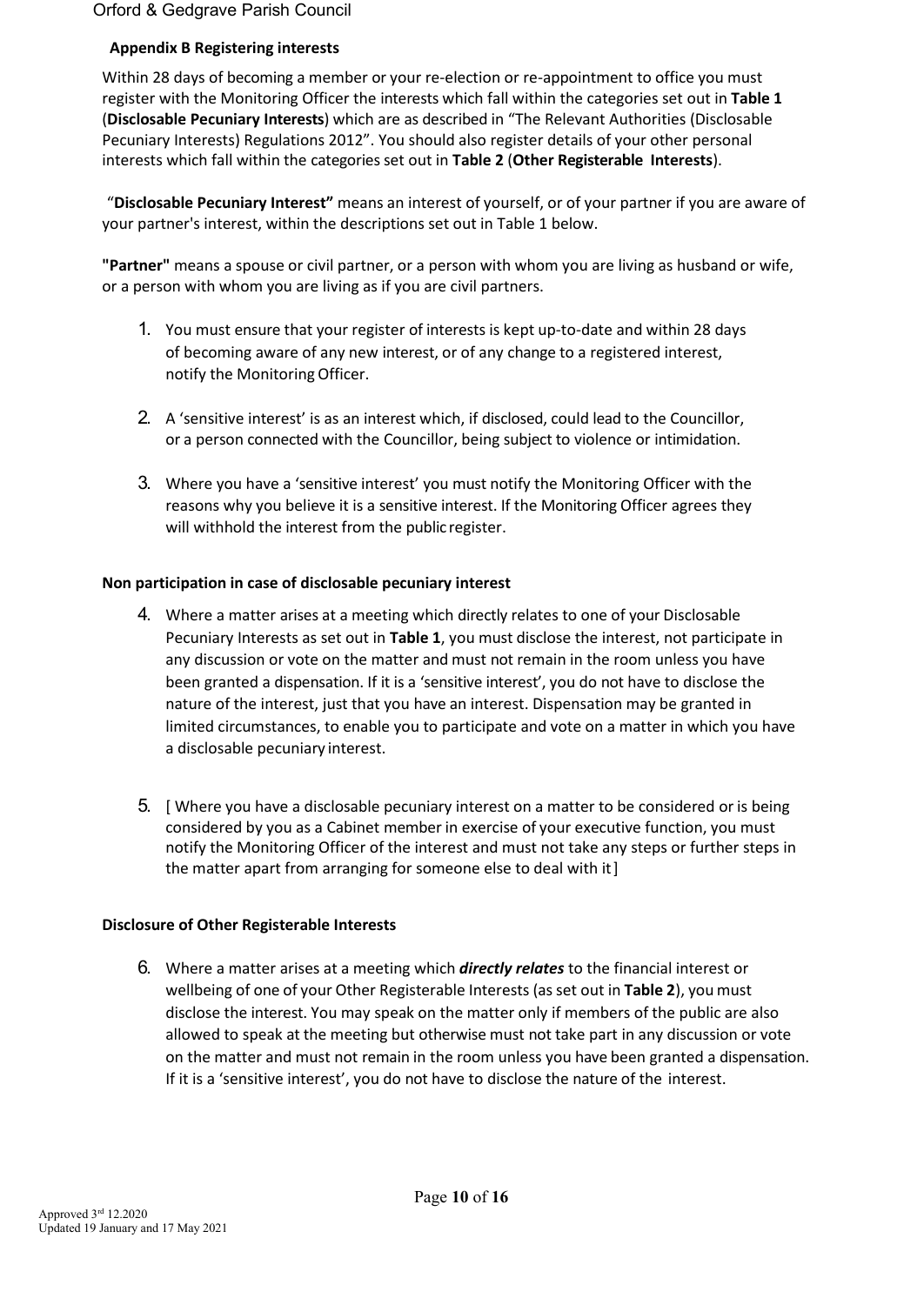## Appendix B Registering interests

Within 28 days of becoming a member or your re-election or re-appointment to office you must register with the Monitoring Officer the interests which fall within the categories set out in **Table 1** (**Disclosable Pecuniary Interests**) which are as described in "The Relevant Authorities (Disclosable Pecuniary Interests) Regulations 2012". You should also register details of your other personal interests which fall within the categories set out in **Table 2** (**Other Registerable Interests**).

"**Disclosable Pecuniary Interest"** means an interest of yourself, or of your partner if you are aware of your partner's interest, within the descriptions set out in Table 1 below.

**"Partner"** means a spouse or civil partner, or a person with whom you are living as husband or wife, or a person with whom you are living as if you are civil partners.

1. You must ensure that your register of interests is kept up-to-date and within 28 days of becoming aware of any new interest, or of any change to a registered interest, notify the Monitoring Officer.

2. A 'sensitive interest' is as an interest which, if disclosed, could lead to the Councillor, or a person connected with the Councillor, being subject to violence or intimidation.

3. Where you have a 'sensitive interest' you must notify the Monitoring Officer with the reasons why you believe it is a sensitive interest. If the Monitoring Officer agrees they will withhold the interest from the public register.

### Non participation in case of disclosable pecuniary interest

4. Where a matter arises at a meeting which directly relates to one of your Disclosable Pecuniary Interests as set out in **Table 1**, you must disclose the interest, not participate in any discussion or vote on the matter and must not remain in the room unless you have been granted a dispensation. If it is a 'sensitive interest', you do not have to disclose the nature of the interest, just that you have an interest. Dispensation may be granted in limited circumstances, to enable you to participate and vote on a matter in which you have a disclosable pecuniary interest.

5. [ Where you have a disclosable pecuniary interest on a matter to be considered or is being considered by you as a Cabinet member in exercise of your executive function, you must notify the Monitoring Officer of the interest and must not take any steps or further steps in the matter apart from arranging for someone else to deal with it ]

### Disclosure of Other Registerable Interests

6. Where a matter arises at a meeting which ***directly relates*** to the financial interest or wellbeing of one of your Other Registerable Interests (as set out in **Table 2**), you must disclose the interest. You may speak on the matter only if members of the public are also allowed to speak at the meeting but otherwise must not take part in any discussion or vote on the matter and must not remain in the room unless you have been granted a dispensation. If it is a 'sensitive interest', you do not have to disclose the nature of the interest.

Approved 3rd 12.2020
Updated 19 January and 17 May 2021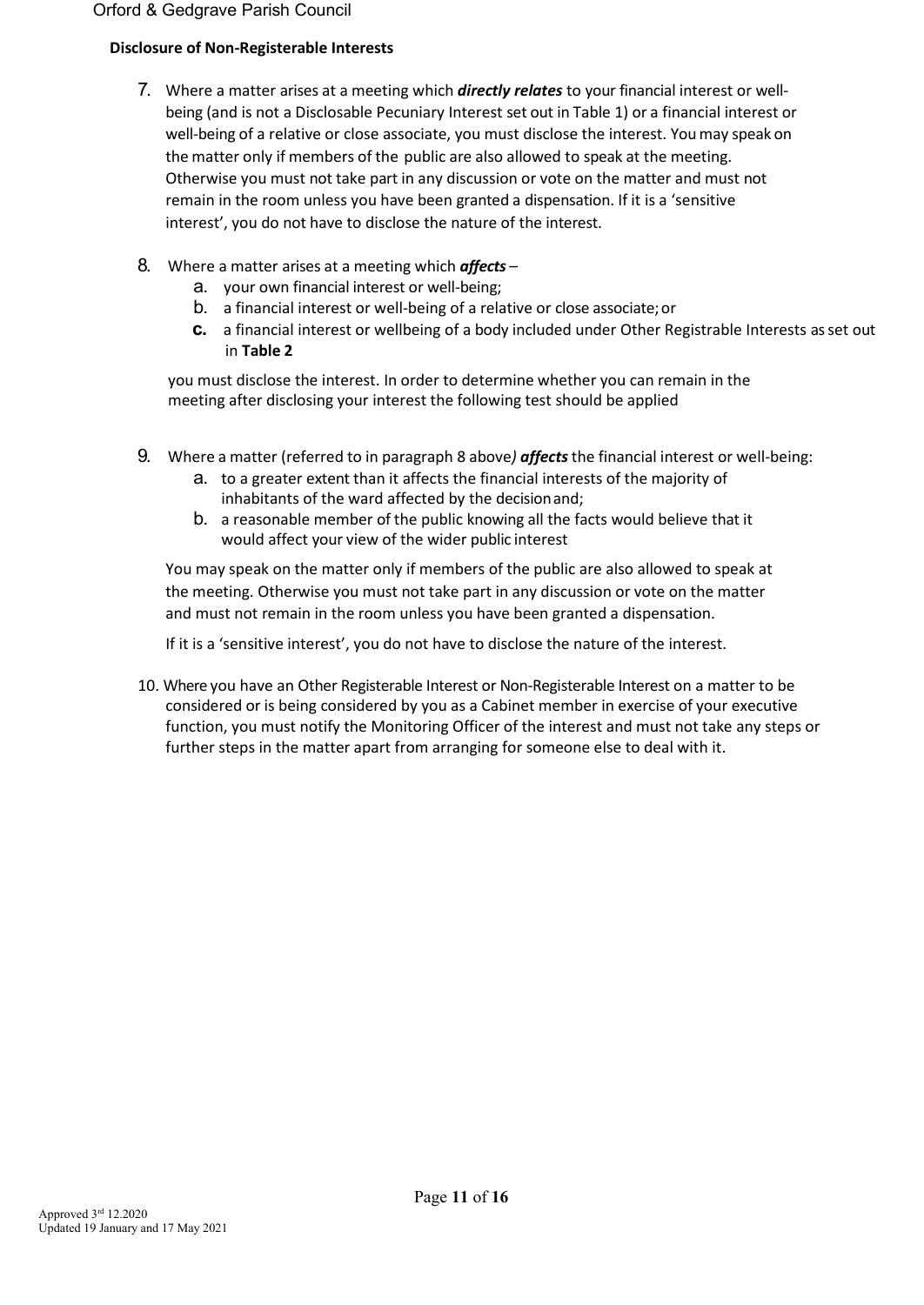**Disclosure of Non-Registerable Interests**

7. Where a matter arises at a meeting which ***directly relates*** to your financial interest or well-being (and is not a Disclosable Pecuniary Interest set out in Table 1) or a financial interest or well-being of a relative or close associate, you must disclose the interest. You may speak on the matter only if members of the public are also allowed to speak at the meeting. Otherwise you must not take part in any discussion or vote on the matter and must not remain in the room unless you have been granted a dispensation. If it is a 'sensitive interest', you do not have to disclose the nature of the interest.

8. Where a matter arises at a meeting which ***affects*** –
   a. your own financial interest or well-being;
   b. a financial interest or well-being of a relative or close associate; or
   c. a financial interest or wellbeing of a body included under Other Registrable Interests as set out in **Table 2**

   you must disclose the interest. In order to determine whether you can remain in the meeting after disclosing your interest the following test should be applied

9. Where a matter (referred to in paragraph 8 above) ***affects*** the financial interest or well-being:
   a. to a greater extent than it affects the financial interests of the majority of inhabitants of the ward affected by the decision and;
   b. a reasonable member of the public knowing all the facts would believe that it would affect your view of the wider public interest

   You may speak on the matter only if members of the public are also allowed to speak at the meeting. Otherwise you must not take part in any discussion or vote on the matter and must not remain in the room unless you have been granted a dispensation.

   If it is a 'sensitive interest', you do not have to disclose the nature of the interest.

10. Where you have an Other Registerable Interest or Non-Registerable Interest on a matter to be considered or is being considered by you as a Cabinet member in exercise of your executive function, you must notify the Monitoring Officer of the interest and must not take any steps or further steps in the matter apart from arranging for someone else to deal with it.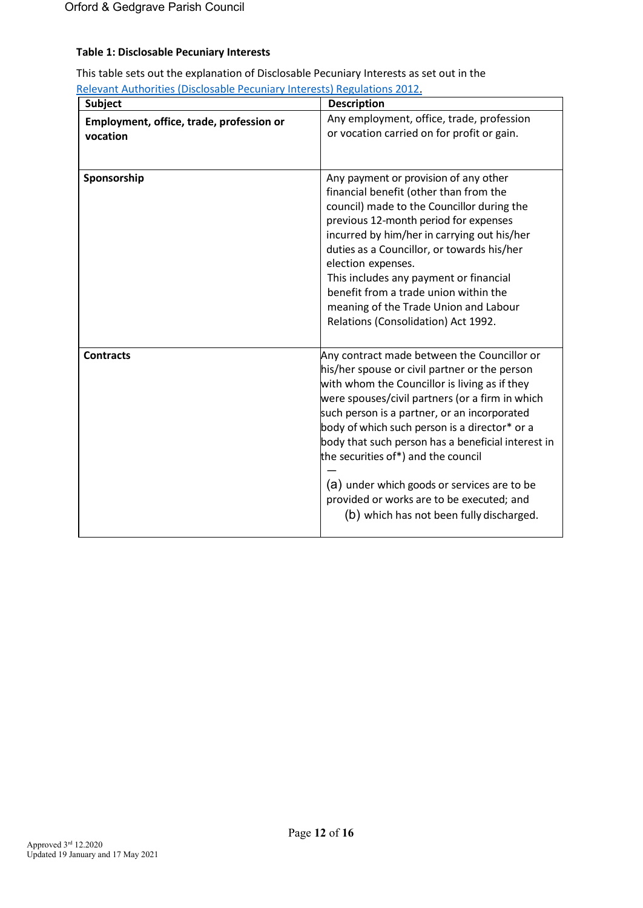**Table 1: Disclosable Pecuniary Interests**

This table sets out the explanation of Disclosable Pecuniary Interests as set out in the Relevant Authorities (Disclosable Pecuniary Interests) Regulations 2012.

| Subject | Description |
| --- | --- |
| **Employment, office, trade, profession or vocation** | Any employment, office, trade, profession or vocation carried on for profit or gain. |
| **Sponsorship** | Any payment or provision of any other financial benefit (other than from the council) made to the Councillor during the previous 12-month period for expenses incurred by him/her in carrying out his/her duties as a Councillor, or towards his/her election expenses. This includes any payment or financial benefit from a trade union within the meaning of the Trade Union and Labour Relations (Consolidation) Act 1992. |
| **Contracts** | Any contract made between the Councillor or his/her spouse or civil partner or the person with whom the Councillor is living as if they were spouses/civil partners (or a firm in which such person is a partner, or an incorporated body of which such person is a director* or a body that such person has a beneficial interest in the securities of*) and the council — (a) under which goods or services are to be provided or works are to be executed; and (b) which has not been fully discharged. |

Approved 3rd 12.2020
Updated 19 January and 17 May 2021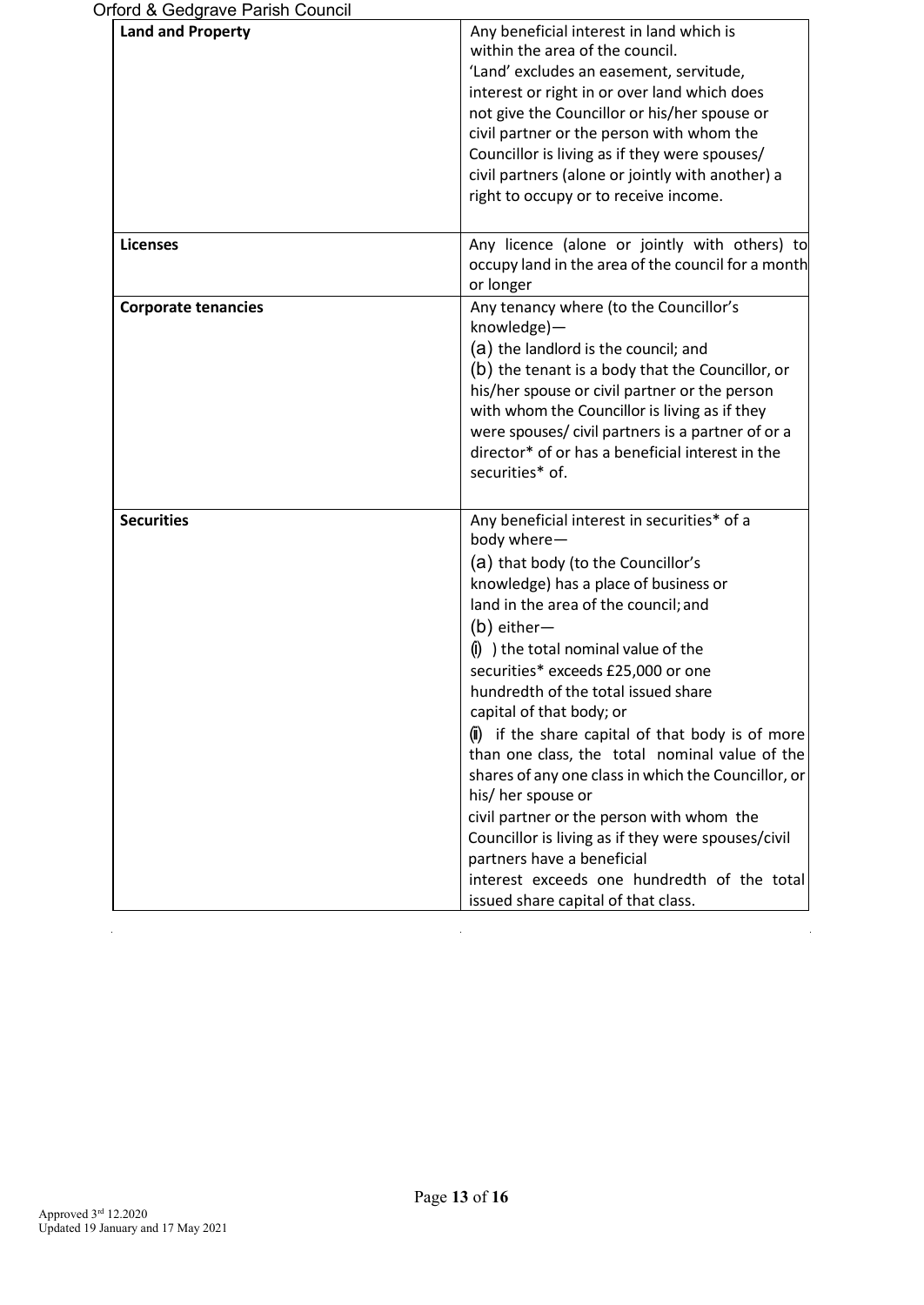| **Land and Property** | Any beneficial interest in land which is within the area of the council. 'Land' excludes an easement, servitude, interest or right in or over land which does not give the Councillor or his/her spouse or civil partner or the person with whom the Councillor is living as if they were spouses/ civil partners (alone or jointly with another) a right to occupy or to receive income. |
|---|---|
| **Licenses** | Any licence (alone or jointly with others) to occupy land in the area of the council for a month or longer |
| **Corporate tenancies** | Any tenancy where (to the Councillor's knowledge)— (a) the landlord is the council; and (b) the tenant is a body that the Councillor, or his/her spouse or civil partner or the person with whom the Councillor is living as if they were spouses/ civil partners is a partner of or a director* of or has a beneficial interest in the securities* of. |
| **Securities** | Any beneficial interest in securities* of a body where— (a) that body (to the Councillor's knowledge) has a place of business or land in the area of the council; and (b) either— (i) ) the total nominal value of the securities* exceeds £25,000 or one hundredth of the total issued share capital of that body; or (ii) if the share capital of that body is of more than one class, the total nominal value of the shares of any one class in which the Councillor, or his/ her spouse or civil partner or the person with whom the Councillor is living as if they were spouses/civil partners have a beneficial interest exceeds one hundredth of the total issued share capital of that class. |

Approved 3rd 12.2020
Updated 19 January and 17 May 2021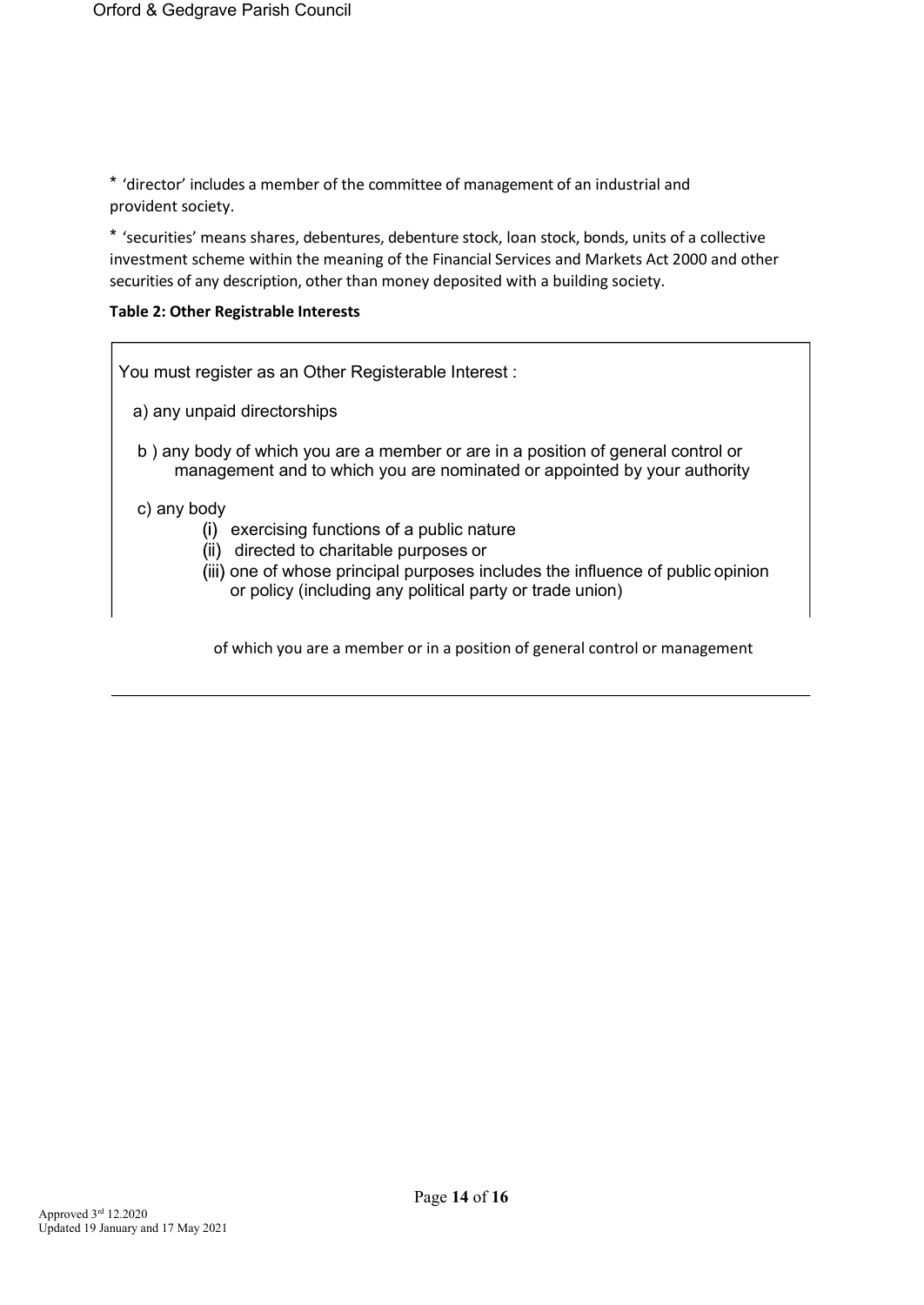* 'director' includes a member of the committee of management of an industrial and provident society.

* 'securities' means shares, debentures, debenture stock, loan stock, bonds, units of a collective investment scheme within the meaning of the Financial Services and Markets Act 2000 and other securities of any description, other than money deposited with a building society.

**Table 2: Other Registrable Interests**

You must register as an Other Registerable Interest :

a) any unpaid directorships

b ) any body of which you are a member or are in a position of general control or management and to which you are nominated or appointed by your authority

c) any body

- (i) exercising functions of a public nature
- (ii) directed to charitable purposes or
- (iii) one of whose principal purposes includes the influence of public opinion or policy (including any political party or trade union)

of which you are a member or in a position of general control or management

Approved 3rd 12.2020
Updated 19 January and 17 May 2021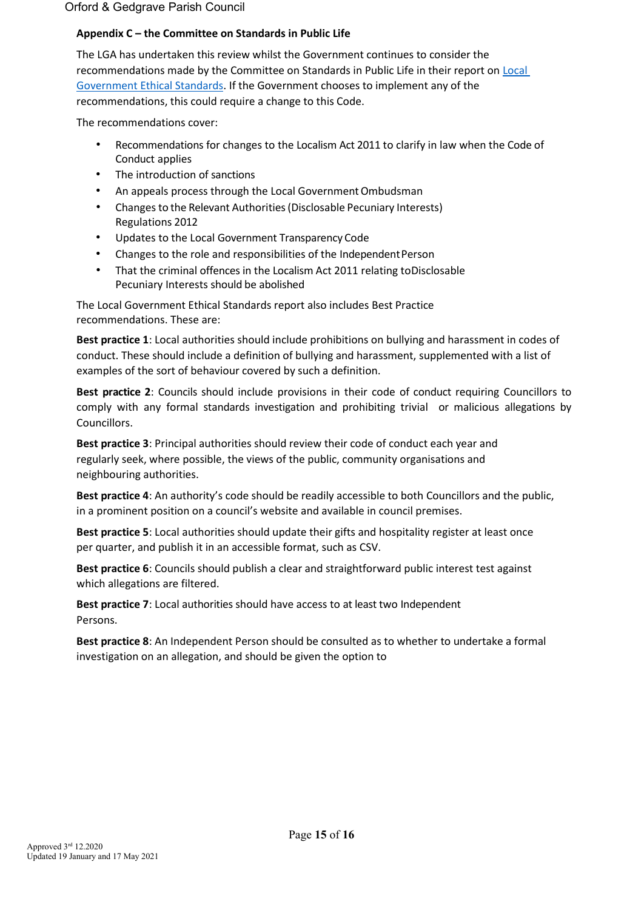**Appendix C – the Committee on Standards in Public Life**

The LGA has undertaken this review whilst the Government continues to consider the recommendations made by the Committee on Standards in Public Life in their report on Local Government Ethical Standards. If the Government chooses to implement any of the recommendations, this could require a change to this Code.

The recommendations cover:

- Recommendations for changes to the Localism Act 2011 to clarify in law when the Code of Conduct applies
- The introduction of sanctions
- An appeals process through the Local Government Ombudsman
- Changes to the Relevant Authorities (Disclosable Pecuniary Interests) Regulations 2012
- Updates to the Local Government Transparency Code
- Changes to the role and responsibilities of the Independent Person
- That the criminal offences in the Localism Act 2011 relating to Disclosable Pecuniary Interests should be abolished

The Local Government Ethical Standards report also includes Best Practice recommendations. These are:

**Best practice 1**: Local authorities should include prohibitions on bullying and harassment in codes of conduct. These should include a definition of bullying and harassment, supplemented with a list of examples of the sort of behaviour covered by such a definition.

**Best practice 2**: Councils should include provisions in their code of conduct requiring Councillors to comply with any formal standards investigation and prohibiting trivial or malicious allegations by Councillors.

**Best practice 3**: Principal authorities should review their code of conduct each year and regularly seek, where possible, the views of the public, community organisations and neighbouring authorities.

**Best practice 4**: An authority's code should be readily accessible to both Councillors and the public, in a prominent position on a council's website and available in council premises.

**Best practice 5**: Local authorities should update their gifts and hospitality register at least once per quarter, and publish it in an accessible format, such as CSV.

**Best practice 6**: Councils should publish a clear and straightforward public interest test against which allegations are filtered.

**Best practice 7**: Local authorities should have access to at least two Independent Persons.

**Best practice 8**: An Independent Person should be consulted as to whether to undertake a formal investigation on an allegation, and should be given the option to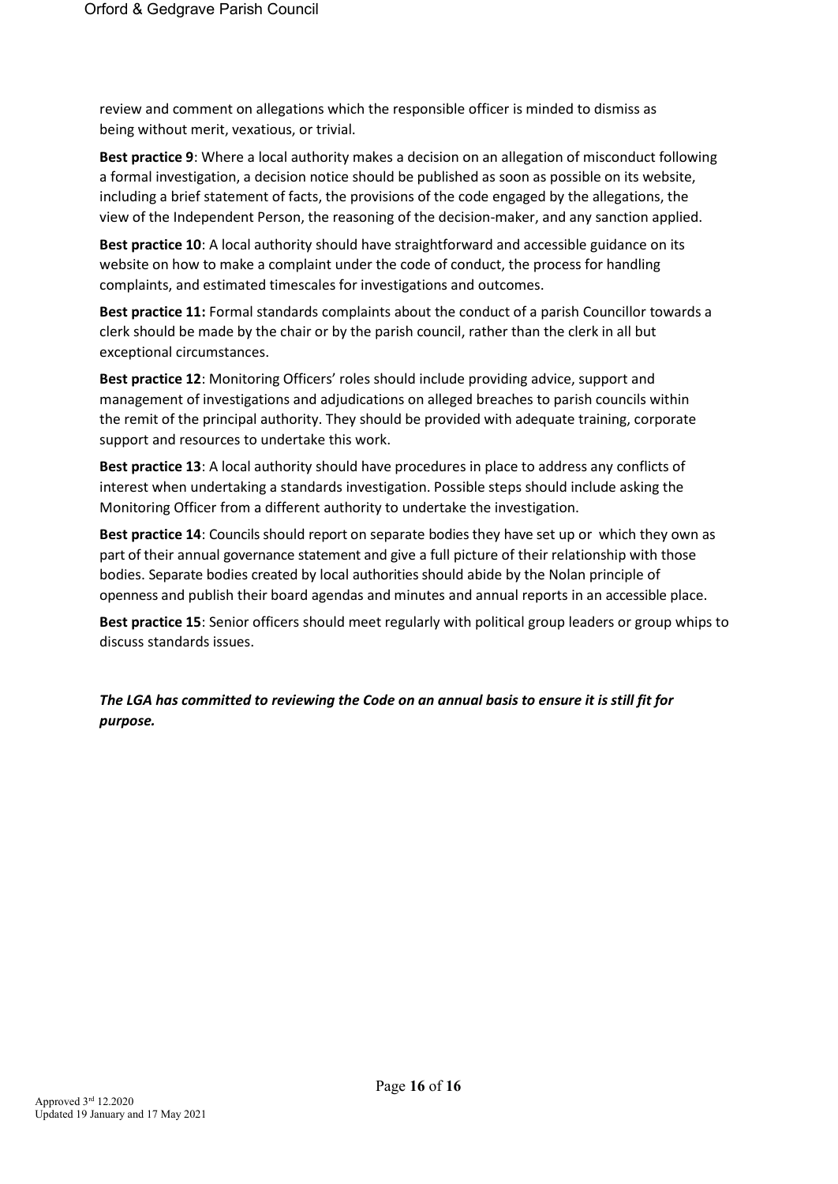review and comment on allegations which the responsible officer is minded to dismiss as being without merit, vexatious, or trivial.

**Best practice 9**: Where a local authority makes a decision on an allegation of misconduct following a formal investigation, a decision notice should be published as soon as possible on its website, including a brief statement of facts, the provisions of the code engaged by the allegations, the view of the Independent Person, the reasoning of the decision-maker, and any sanction applied.

**Best practice 10**: A local authority should have straightforward and accessible guidance on its website on how to make a complaint under the code of conduct, the process for handling complaints, and estimated timescales for investigations and outcomes.

**Best practice 11:** Formal standards complaints about the conduct of a parish Councillor towards a clerk should be made by the chair or by the parish council, rather than the clerk in all but exceptional circumstances.

**Best practice 12**: Monitoring Officers' roles should include providing advice, support and management of investigations and adjudications on alleged breaches to parish councils within the remit of the principal authority. They should be provided with adequate training, corporate support and resources to undertake this work.

**Best practice 13**: A local authority should have procedures in place to address any conflicts of interest when undertaking a standards investigation. Possible steps should include asking the Monitoring Officer from a different authority to undertake the investigation.

**Best practice 14**: Councils should report on separate bodies they have set up or which they own as part of their annual governance statement and give a full picture of their relationship with those bodies. Separate bodies created by local authorities should abide by the Nolan principle of openness and publish their board agendas and minutes and annual reports in an accessible place.

**Best practice 15**: Senior officers should meet regularly with political group leaders or group whips to discuss standards issues.

***The LGA has committed to reviewing the Code on an annual basis to ensure it is still fit for purpose.***

Approved 3rd 12.2020
Updated 19 January and 17 May 2021